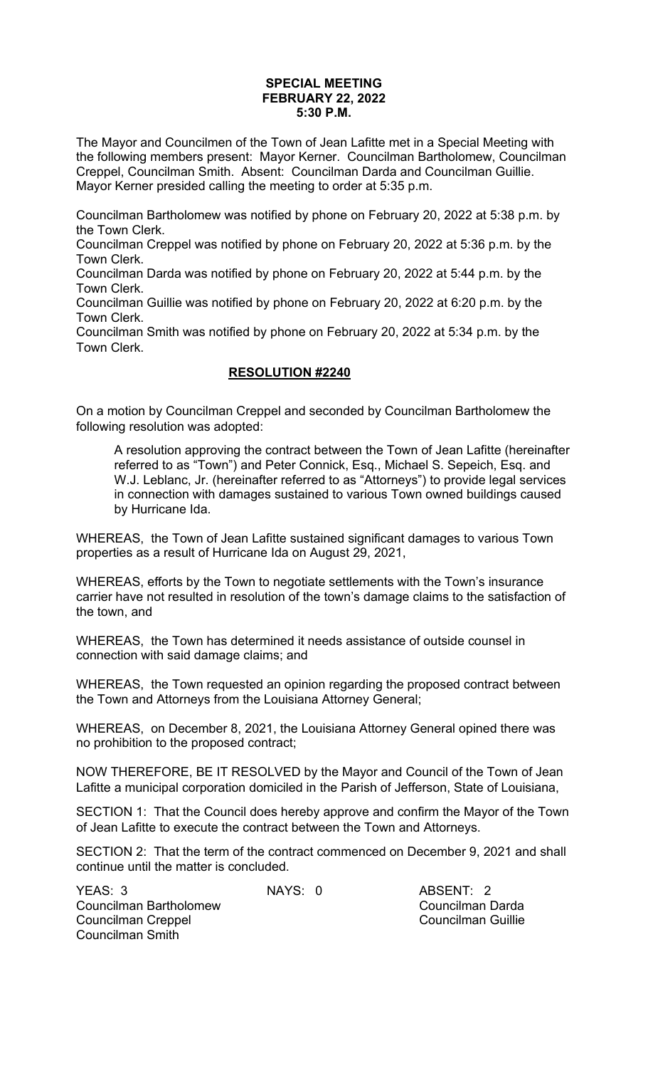**SPECIAL MEETING**
**FEBRUARY 22, 2022**
**5:30 P.M.**

The Mayor and Councilmen of the Town of Jean Lafitte met in a Special Meeting with the following members present: Mayor Kerner. Councilman Bartholomew, Councilman Creppel, Councilman Smith. Absent: Councilman Darda and Councilman Guillie. Mayor Kerner presided calling the meeting to order at 5:35 p.m.

Councilman Bartholomew was notified by phone on February 20, 2022 at 5:38 p.m. by the Town Clerk.
Councilman Creppel was notified by phone on February 20, 2022 at 5:36 p.m. by the Town Clerk.
Councilman Darda was notified by phone on February 20, 2022 at 5:44 p.m. by the Town Clerk.
Councilman Guillie was notified by phone on February 20, 2022 at 6:20 p.m. by the Town Clerk.
Councilman Smith was notified by phone on February 20, 2022 at 5:34 p.m. by the Town Clerk.

**RESOLUTION #2240**

On a motion by Councilman Creppel and seconded by Councilman Bartholomew the following resolution was adopted:

> A resolution approving the contract between the Town of Jean Lafitte (hereinafter referred to as "Town") and Peter Connick, Esq., Michael S. Sepeich, Esq. and W.J. Leblanc, Jr. (hereinafter referred to as "Attorneys") to provide legal services in connection with damages sustained to various Town owned buildings caused by Hurricane Ida.

WHEREAS, the Town of Jean Lafitte sustained significant damages to various Town properties as a result of Hurricane Ida on August 29, 2021,

WHEREAS, efforts by the Town to negotiate settlements with the Town's insurance carrier have not resulted in resolution of the town's damage claims to the satisfaction of the town, and

WHEREAS, the Town has determined it needs assistance of outside counsel in connection with said damage claims; and

WHEREAS, the Town requested an opinion regarding the proposed contract between the Town and Attorneys from the Louisiana Attorney General;

WHEREAS, on December 8, 2021, the Louisiana Attorney General opined there was no prohibition to the proposed contract;

NOW THEREFORE, BE IT RESOLVED by the Mayor and Council of the Town of Jean Lafitte a municipal corporation domiciled in the Parish of Jefferson, State of Louisiana,

SECTION 1: That the Council does hereby approve and confirm the Mayor of the Town of Jean Lafitte to execute the contract between the Town and Attorneys.

SECTION 2: That the term of the contract commenced on December 9, 2021 and shall continue until the matter is concluded.

| YEAS: 3 | NAYS: 0 | ABSENT: 2 |
|---|---|---|
| Councilman Bartholomew | | Councilman Darda |
| Councilman Creppel | | Councilman Guillie |
| Councilman Smith | | |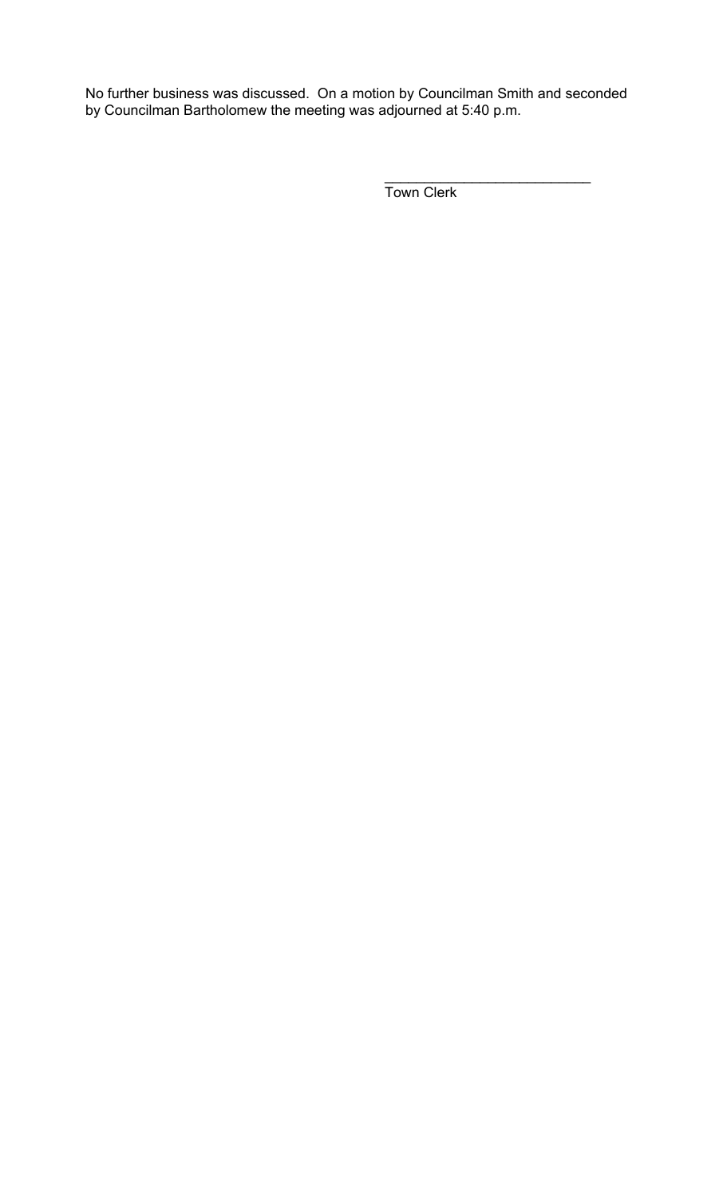No further business was discussed. On a motion by Councilman Smith and seconded by Councilman Bartholomew the meeting was adjourned at 5:40 p.m.

___________________________
Town Clerk